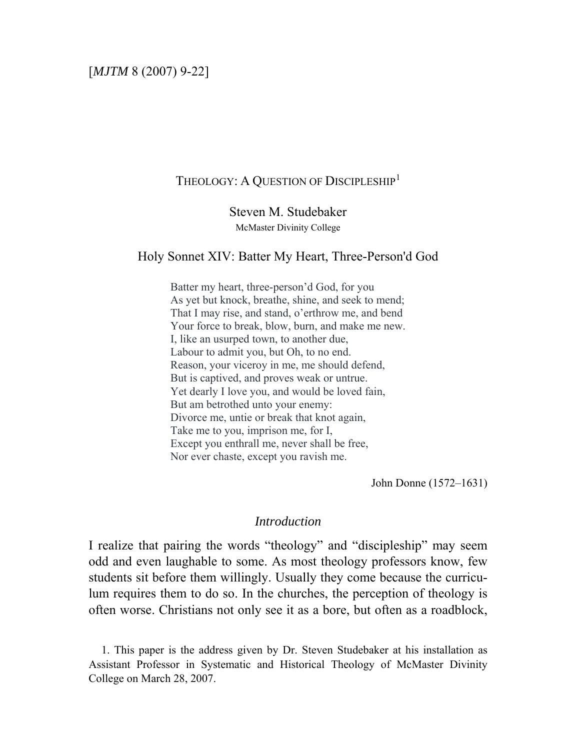# THEOLOGY: A QUESTION OF DISCIPLESHIP[1]

Steven M. Studebaker
McMaster Divinity College

## Holy Sonnet XIV: Batter My Heart, Three-Person'd God

Batter my heart, three-person'd God, for you
As yet but knock, breathe, shine, and seek to mend;
That I may rise, and stand, o'erthrow me, and bend
Your force to break, blow, burn, and make me new.
I, like an usurped town, to another due,
Labour to admit you, but Oh, to no end.
Reason, your viceroy in me, me should defend,
But is captived, and proves weak or untrue.
Yet dearly I love you, and would be loved fain,
But am betrothed unto your enemy:
Divorce me, untie or break that knot again,
Take me to you, imprison me, for I,
Except you enthrall me, never shall be free,
Nor ever chaste, except you ravish me.

John Donne (1572–1631)

### *Introduction*

I realize that pairing the words "theology" and "discipleship" may seem odd and even laughable to some. As most theology professors know, few students sit before them willingly. Usually they come because the curriculum requires them to do so. In the churches, the perception of theology is often worse. Christians not only see it as a bore, but often as a roadblock,

1. This paper is the address given by Dr. Steven Studebaker at his installation as Assistant Professor in Systematic and Historical Theology of McMaster Divinity College on March 28, 2007.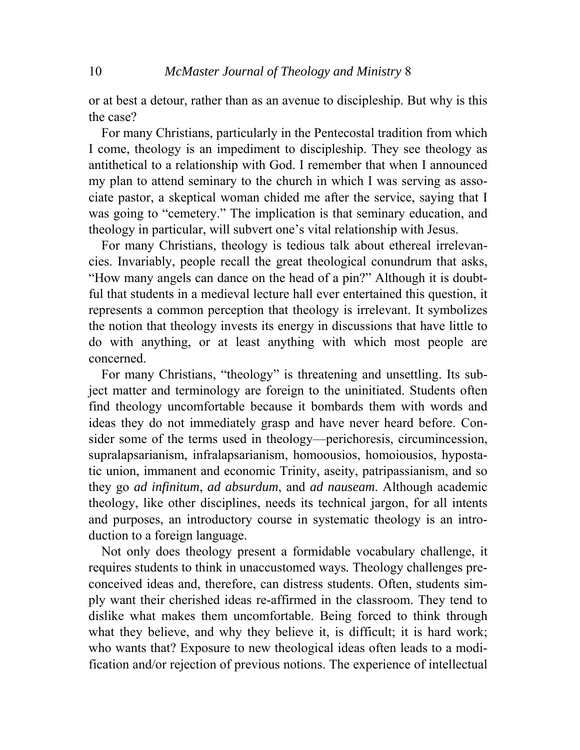or at best a detour, rather than as an avenue to discipleship. But why is this the case?

For many Christians, particularly in the Pentecostal tradition from which I come, theology is an impediment to discipleship. They see theology as antithetical to a relationship with God. I remember that when I announced my plan to attend seminary to the church in which I was serving as associate pastor, a skeptical woman chided me after the service, saying that I was going to "cemetery." The implication is that seminary education, and theology in particular, will subvert one's vital relationship with Jesus.

For many Christians, theology is tedious talk about ethereal irrelevancies. Invariably, people recall the great theological conundrum that asks, "How many angels can dance on the head of a pin?" Although it is doubtful that students in a medieval lecture hall ever entertained this question, it represents a common perception that theology is irrelevant. It symbolizes the notion that theology invests its energy in discussions that have little to do with anything, or at least anything with which most people are concerned.

For many Christians, "theology" is threatening and unsettling. Its subject matter and terminology are foreign to the uninitiated. Students often find theology uncomfortable because it bombards them with words and ideas they do not immediately grasp and have never heard before. Consider some of the terms used in theology—perichoresis, circumincession, supralapsarianism, infralapsarianism, homoousios, homoiousios, hypostatic union, immanent and economic Trinity, aseity, patripassianism, and so they go *ad infinitum*, *ad absurdum*, and *ad nauseam*. Although academic theology, like other disciplines, needs its technical jargon, for all intents and purposes, an introductory course in systematic theology is an introduction to a foreign language.

Not only does theology present a formidable vocabulary challenge, it requires students to think in unaccustomed ways. Theology challenges preconceived ideas and, therefore, can distress students. Often, students simply want their cherished ideas re-affirmed in the classroom. They tend to dislike what makes them uncomfortable. Being forced to think through what they believe, and why they believe it, is difficult; it is hard work; who wants that? Exposure to new theological ideas often leads to a modification and/or rejection of previous notions. The experience of intellectual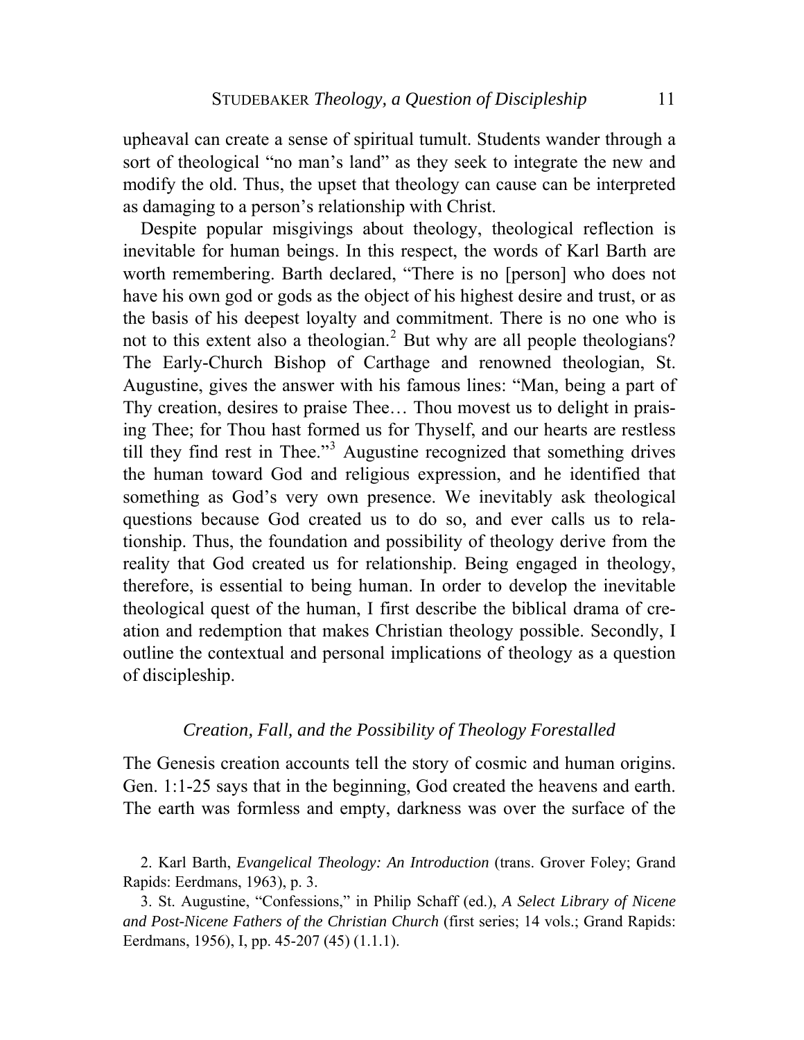upheaval can create a sense of spiritual tumult. Students wander through a sort of theological "no man's land" as they seek to integrate the new and modify the old. Thus, the upset that theology can cause can be interpreted as damaging to a person's relationship with Christ.

Despite popular misgivings about theology, theological reflection is inevitable for human beings. In this respect, the words of Karl Barth are worth remembering. Barth declared, "There is no [person] who does not have his own god or gods as the object of his highest desire and trust, or as the basis of his deepest loyalty and commitment. There is no one who is not to this extent also a theologian.[2] But why are all people theologians? The Early-Church Bishop of Carthage and renowned theologian, St. Augustine, gives the answer with his famous lines: "Man, being a part of Thy creation, desires to praise Thee… Thou movest us to delight in praising Thee; for Thou hast formed us for Thyself, and our hearts are restless till they find rest in Thee."[3] Augustine recognized that something drives the human toward God and religious expression, and he identified that something as God's very own presence. We inevitably ask theological questions because God created us to do so, and ever calls us to relationship. Thus, the foundation and possibility of theology derive from the reality that God created us for relationship. Being engaged in theology, therefore, is essential to being human. In order to develop the inevitable theological quest of the human, I first describe the biblical drama of creation and redemption that makes Christian theology possible. Secondly, I outline the contextual and personal implications of theology as a question of discipleship.

### *Creation, Fall, and the Possibility of Theology Forestalled*

The Genesis creation accounts tell the story of cosmic and human origins. Gen. 1:1-25 says that in the beginning, God created the heavens and earth. The earth was formless and empty, darkness was over the surface of the

2. Karl Barth, *Evangelical Theology: An Introduction* (trans. Grover Foley; Grand Rapids: Eerdmans, 1963), p. 3.

3. St. Augustine, "Confessions," in Philip Schaff (ed.), *A Select Library of Nicene and Post-Nicene Fathers of the Christian Church* (first series; 14 vols.; Grand Rapids: Eerdmans, 1956), I, pp. 45-207 (45) (1.1.1).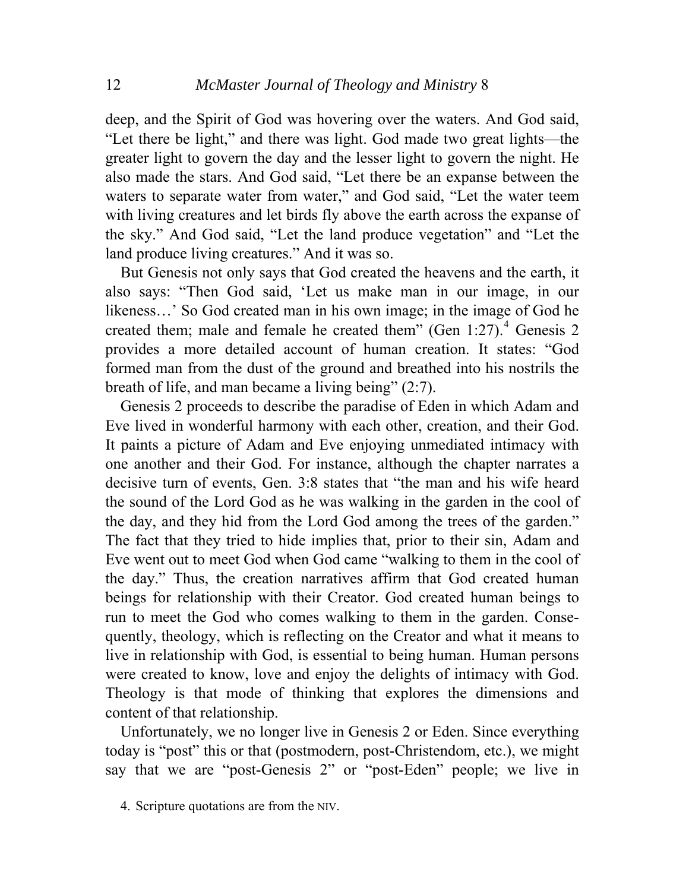deep, and the Spirit of God was hovering over the waters. And God said, "Let there be light," and there was light. God made two great lights—the greater light to govern the day and the lesser light to govern the night. He also made the stars. And God said, "Let there be an expanse between the waters to separate water from water," and God said, "Let the water teem with living creatures and let birds fly above the earth across the expanse of the sky." And God said, "Let the land produce vegetation" and "Let the land produce living creatures." And it was so.

But Genesis not only says that God created the heavens and the earth, it also says: "Then God said, 'Let us make man in our image, in our likeness…' So God created man in his own image; in the image of God he created them; male and female he created them" (Gen 1:27).[4] Genesis 2 provides a more detailed account of human creation. It states: "God formed man from the dust of the ground and breathed into his nostrils the breath of life, and man became a living being" (2:7).

Genesis 2 proceeds to describe the paradise of Eden in which Adam and Eve lived in wonderful harmony with each other, creation, and their God. It paints a picture of Adam and Eve enjoying unmediated intimacy with one another and their God. For instance, although the chapter narrates a decisive turn of events, Gen. 3:8 states that "the man and his wife heard the sound of the Lord God as he was walking in the garden in the cool of the day, and they hid from the Lord God among the trees of the garden." The fact that they tried to hide implies that, prior to their sin, Adam and Eve went out to meet God when God came "walking to them in the cool of the day." Thus, the creation narratives affirm that God created human beings for relationship with their Creator. God created human beings to run to meet the God who comes walking to them in the garden. Consequently, theology, which is reflecting on the Creator and what it means to live in relationship with God, is essential to being human. Human persons were created to know, love and enjoy the delights of intimacy with God. Theology is that mode of thinking that explores the dimensions and content of that relationship.

Unfortunately, we no longer live in Genesis 2 or Eden. Since everything today is "post" this or that (postmodern, post-Christendom, etc.), we might say that we are "post-Genesis 2" or "post-Eden" people; we live in

4. Scripture quotations are from the NIV.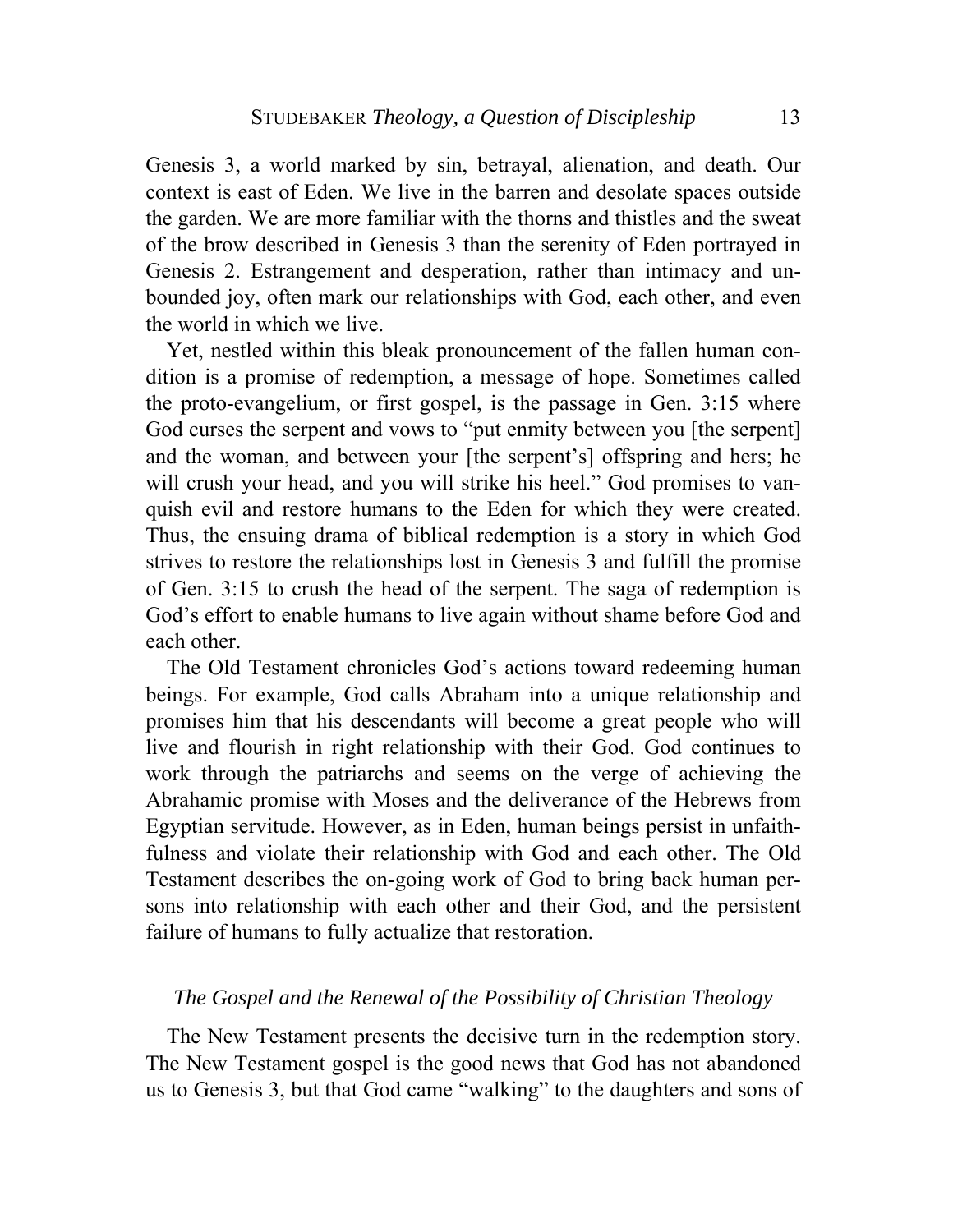Genesis 3, a world marked by sin, betrayal, alienation, and death. Our context is east of Eden. We live in the barren and desolate spaces outside the garden. We are more familiar with the thorns and thistles and the sweat of the brow described in Genesis 3 than the serenity of Eden portrayed in Genesis 2. Estrangement and desperation, rather than intimacy and unbounded joy, often mark our relationships with God, each other, and even the world in which we live.

Yet, nestled within this bleak pronouncement of the fallen human condition is a promise of redemption, a message of hope. Sometimes called the proto-evangelium, or first gospel, is the passage in Gen. 3:15 where God curses the serpent and vows to "put enmity between you [the serpent] and the woman, and between your [the serpent's] offspring and hers; he will crush your head, and you will strike his heel." God promises to vanquish evil and restore humans to the Eden for which they were created. Thus, the ensuing drama of biblical redemption is a story in which God strives to restore the relationships lost in Genesis 3 and fulfill the promise of Gen. 3:15 to crush the head of the serpent. The saga of redemption is God's effort to enable humans to live again without shame before God and each other.

The Old Testament chronicles God's actions toward redeeming human beings. For example, God calls Abraham into a unique relationship and promises him that his descendants will become a great people who will live and flourish in right relationship with their God. God continues to work through the patriarchs and seems on the verge of achieving the Abrahamic promise with Moses and the deliverance of the Hebrews from Egyptian servitude. However, as in Eden, human beings persist in unfaithfulness and violate their relationship with God and each other. The Old Testament describes the on-going work of God to bring back human persons into relationship with each other and their God, and the persistent failure of humans to fully actualize that restoration.

### *The Gospel and the Renewal of the Possibility of Christian Theology*

The New Testament presents the decisive turn in the redemption story. The New Testament gospel is the good news that God has not abandoned us to Genesis 3, but that God came "walking" to the daughters and sons of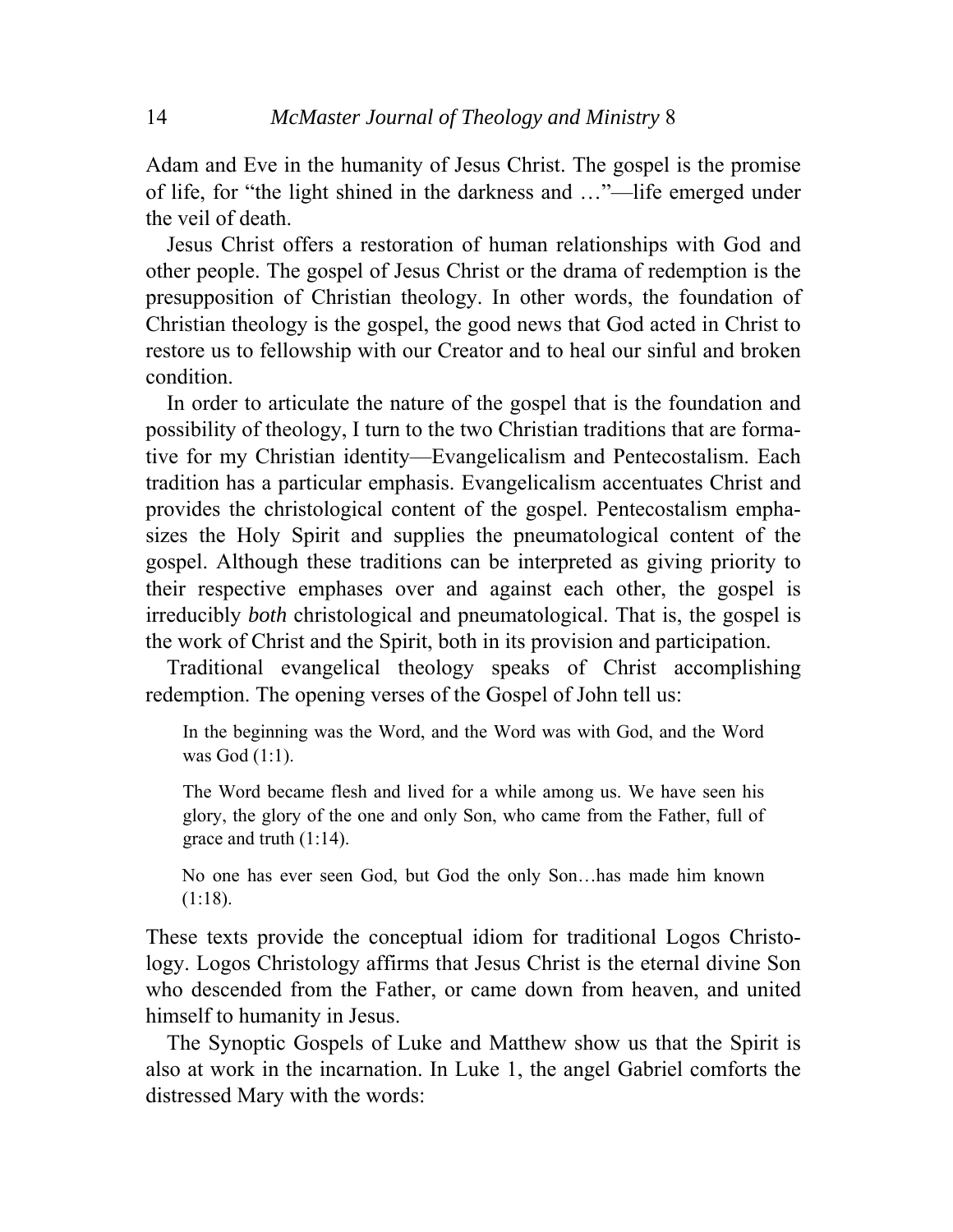Adam and Eve in the humanity of Jesus Christ. The gospel is the promise of life, for "the light shined in the darkness and …"—life emerged under the veil of death.

Jesus Christ offers a restoration of human relationships with God and other people. The gospel of Jesus Christ or the drama of redemption is the presupposition of Christian theology. In other words, the foundation of Christian theology is the gospel, the good news that God acted in Christ to restore us to fellowship with our Creator and to heal our sinful and broken condition.

In order to articulate the nature of the gospel that is the foundation and possibility of theology, I turn to the two Christian traditions that are formative for my Christian identity—Evangelicalism and Pentecostalism. Each tradition has a particular emphasis. Evangelicalism accentuates Christ and provides the christological content of the gospel. Pentecostalism emphasizes the Holy Spirit and supplies the pneumatological content of the gospel. Although these traditions can be interpreted as giving priority to their respective emphases over and against each other, the gospel is irreducibly *both* christological and pneumatological. That is, the gospel is the work of Christ and the Spirit, both in its provision and participation.

Traditional evangelical theology speaks of Christ accomplishing redemption. The opening verses of the Gospel of John tell us:

> In the beginning was the Word, and the Word was with God, and the Word was God (1:1).
>
> The Word became flesh and lived for a while among us. We have seen his glory, the glory of the one and only Son, who came from the Father, full of grace and truth (1:14).
>
> No one has ever seen God, but God the only Son…has made him known (1:18).

These texts provide the conceptual idiom for traditional Logos Christology. Logos Christology affirms that Jesus Christ is the eternal divine Son who descended from the Father, or came down from heaven, and united himself to humanity in Jesus.

The Synoptic Gospels of Luke and Matthew show us that the Spirit is also at work in the incarnation. In Luke 1, the angel Gabriel comforts the distressed Mary with the words: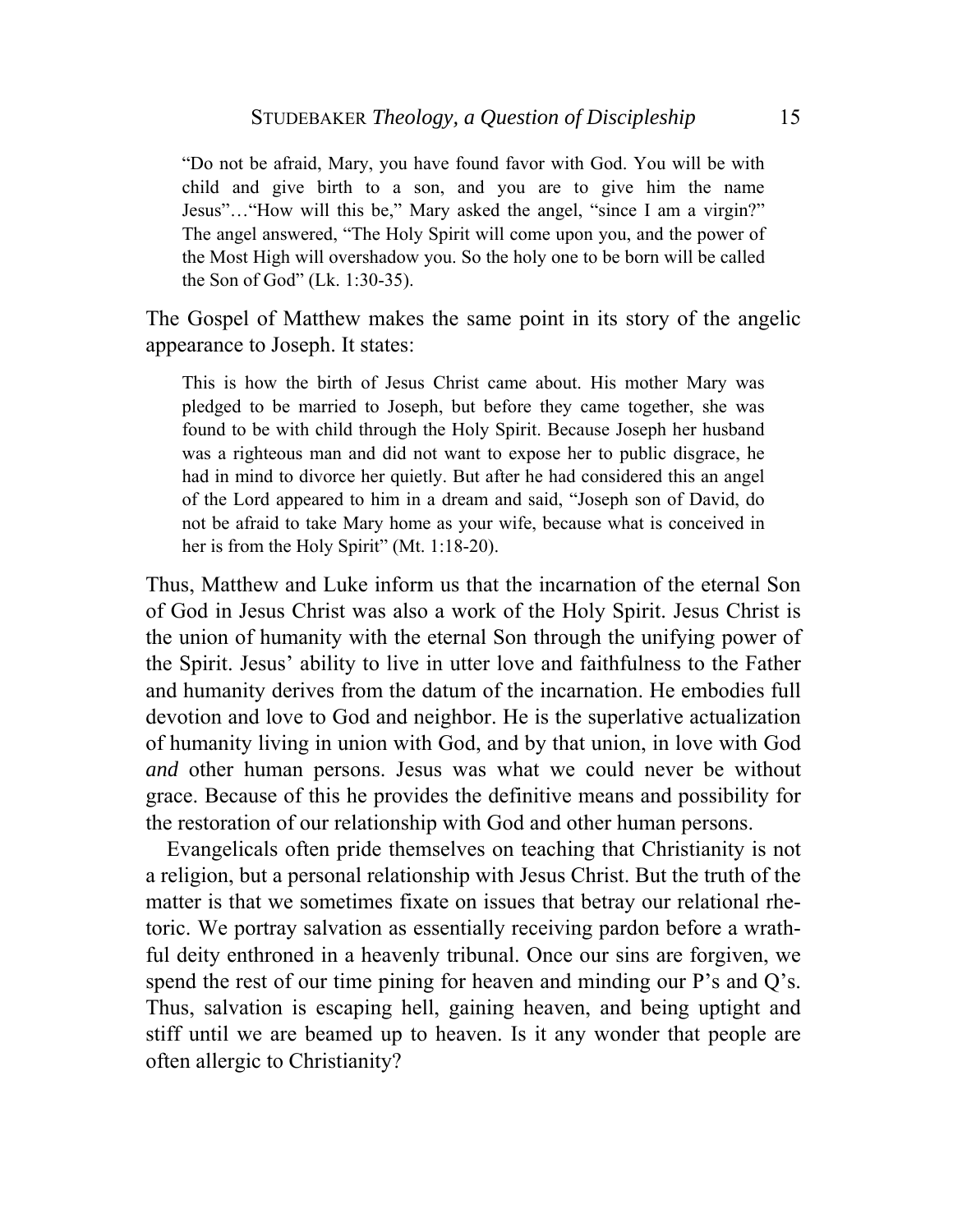> "Do not be afraid, Mary, you have found favor with God. You will be with child and give birth to a son, and you are to give him the name Jesus"…"How will this be," Mary asked the angel, "since I am a virgin?" The angel answered, "The Holy Spirit will come upon you, and the power of the Most High will overshadow you. So the holy one to be born will be called the Son of God" (Lk. 1:30-35).

The Gospel of Matthew makes the same point in its story of the angelic appearance to Joseph. It states:

> This is how the birth of Jesus Christ came about. His mother Mary was pledged to be married to Joseph, but before they came together, she was found to be with child through the Holy Spirit. Because Joseph her husband was a righteous man and did not want to expose her to public disgrace, he had in mind to divorce her quietly. But after he had considered this an angel of the Lord appeared to him in a dream and said, "Joseph son of David, do not be afraid to take Mary home as your wife, because what is conceived in her is from the Holy Spirit" (Mt. 1:18-20).

Thus, Matthew and Luke inform us that the incarnation of the eternal Son of God in Jesus Christ was also a work of the Holy Spirit. Jesus Christ is the union of humanity with the eternal Son through the unifying power of the Spirit. Jesus' ability to live in utter love and faithfulness to the Father and humanity derives from the datum of the incarnation. He embodies full devotion and love to God and neighbor. He is the superlative actualization of humanity living in union with God, and by that union, in love with God *and* other human persons. Jesus was what we could never be without grace. Because of this he provides the definitive means and possibility for the restoration of our relationship with God and other human persons.

Evangelicals often pride themselves on teaching that Christianity is not a religion, but a personal relationship with Jesus Christ. But the truth of the matter is that we sometimes fixate on issues that betray our relational rhetoric. We portray salvation as essentially receiving pardon before a wrathful deity enthroned in a heavenly tribunal. Once our sins are forgiven, we spend the rest of our time pining for heaven and minding our P's and Q's. Thus, salvation is escaping hell, gaining heaven, and being uptight and stiff until we are beamed up to heaven. Is it any wonder that people are often allergic to Christianity?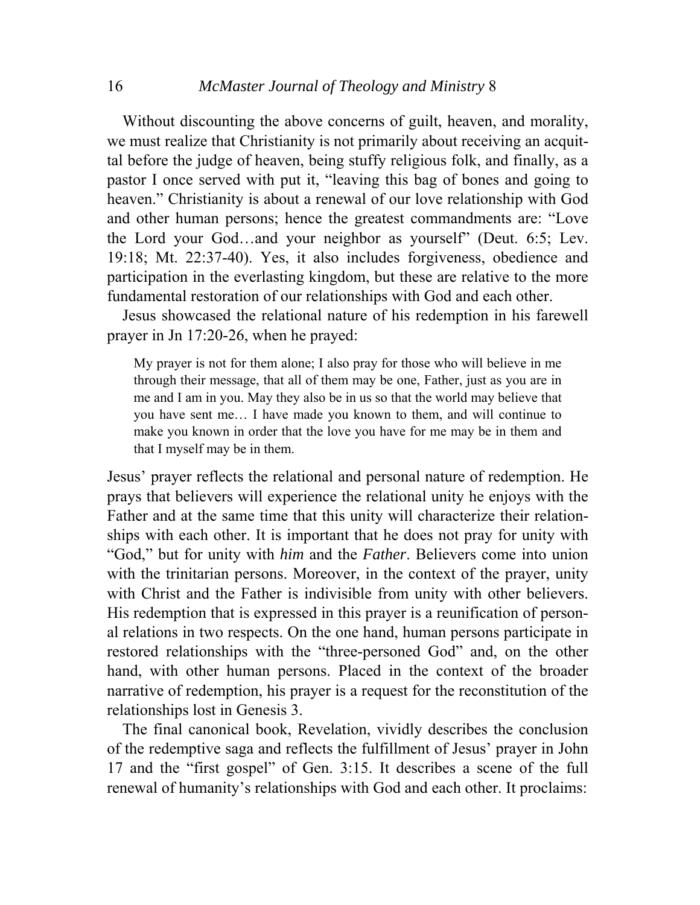Without discounting the above concerns of guilt, heaven, and morality, we must realize that Christianity is not primarily about receiving an acquittal before the judge of heaven, being stuffy religious folk, and finally, as a pastor I once served with put it, "leaving this bag of bones and going to heaven." Christianity is about a renewal of our love relationship with God and other human persons; hence the greatest commandments are: "Love the Lord your God…and your neighbor as yourself" (Deut. 6:5; Lev. 19:18; Mt. 22:37-40). Yes, it also includes forgiveness, obedience and participation in the everlasting kingdom, but these are relative to the more fundamental restoration of our relationships with God and each other.

Jesus showcased the relational nature of his redemption in his farewell prayer in Jn 17:20-26, when he prayed:

> My prayer is not for them alone; I also pray for those who will believe in me through their message, that all of them may be one, Father, just as you are in me and I am in you. May they also be in us so that the world may believe that you have sent me… I have made you known to them, and will continue to make you known in order that the love you have for me may be in them and that I myself may be in them.

Jesus' prayer reflects the relational and personal nature of redemption. He prays that believers will experience the relational unity he enjoys with the Father and at the same time that this unity will characterize their relationships with each other. It is important that he does not pray for unity with "God," but for unity with *him* and the *Father*. Believers come into union with the trinitarian persons. Moreover, in the context of the prayer, unity with Christ and the Father is indivisible from unity with other believers. His redemption that is expressed in this prayer is a reunification of personal relations in two respects. On the one hand, human persons participate in restored relationships with the "three-personed God" and, on the other hand, with other human persons. Placed in the context of the broader narrative of redemption, his prayer is a request for the reconstitution of the relationships lost in Genesis 3.

The final canonical book, Revelation, vividly describes the conclusion of the redemptive saga and reflects the fulfillment of Jesus' prayer in John 17 and the "first gospel" of Gen. 3:15. It describes a scene of the full renewal of humanity's relationships with God and each other. It proclaims: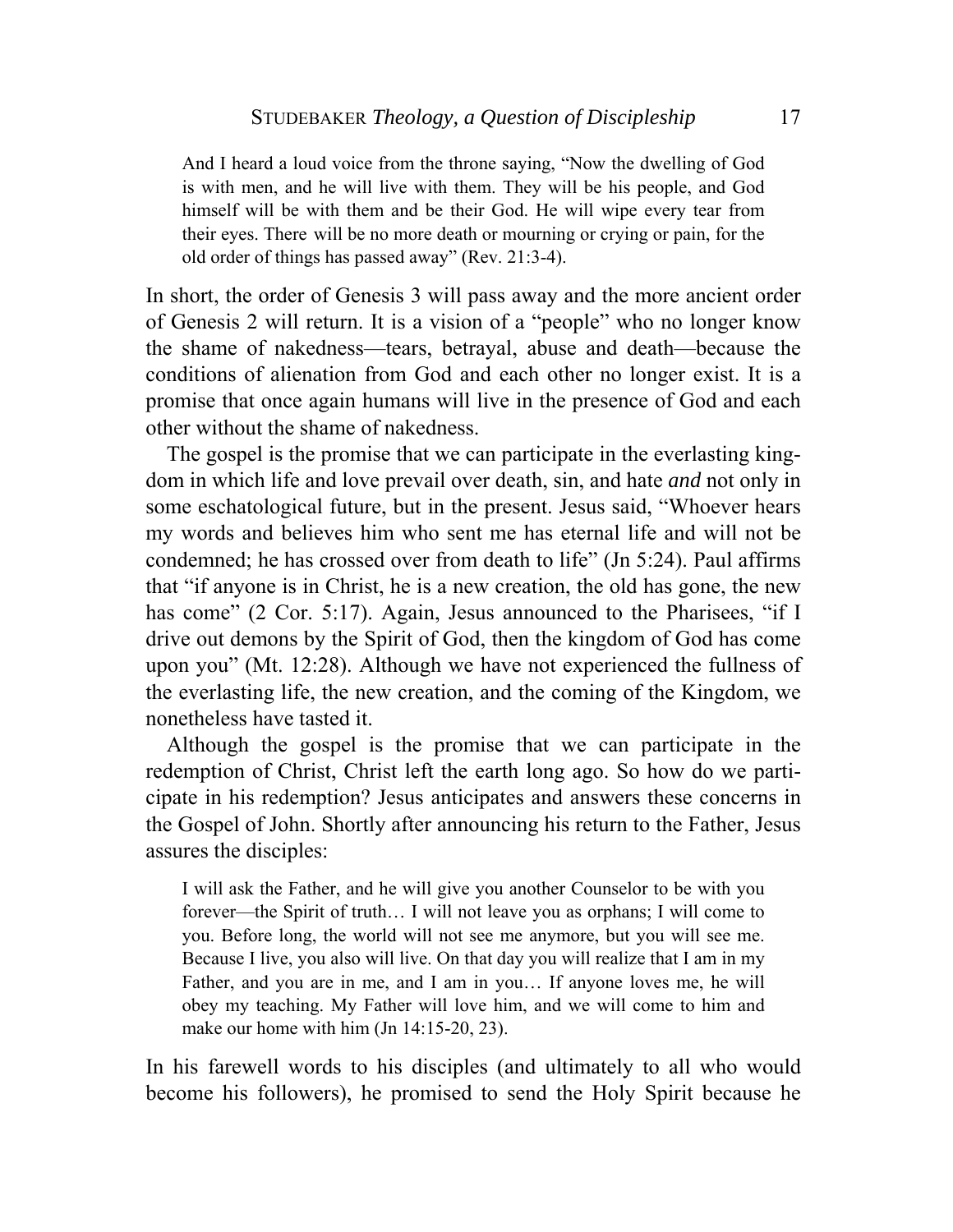> And I heard a loud voice from the throne saying, "Now the dwelling of God is with men, and he will live with them. They will be his people, and God himself will be with them and be their God. He will wipe every tear from their eyes. There will be no more death or mourning or crying or pain, for the old order of things has passed away" (Rev. 21:3-4).

In short, the order of Genesis 3 will pass away and the more ancient order of Genesis 2 will return. It is a vision of a "people" who no longer know the shame of nakedness—tears, betrayal, abuse and death—because the conditions of alienation from God and each other no longer exist. It is a promise that once again humans will live in the presence of God and each other without the shame of nakedness.

The gospel is the promise that we can participate in the everlasting kingdom in which life and love prevail over death, sin, and hate *and* not only in some eschatological future, but in the present. Jesus said, "Whoever hears my words and believes him who sent me has eternal life and will not be condemned; he has crossed over from death to life" (Jn 5:24). Paul affirms that "if anyone is in Christ, he is a new creation, the old has gone, the new has come" (2 Cor. 5:17). Again, Jesus announced to the Pharisees, "if I drive out demons by the Spirit of God, then the kingdom of God has come upon you" (Mt. 12:28). Although we have not experienced the fullness of the everlasting life, the new creation, and the coming of the Kingdom, we nonetheless have tasted it.

Although the gospel is the promise that we can participate in the redemption of Christ, Christ left the earth long ago. So how do we participate in his redemption? Jesus anticipates and answers these concerns in the Gospel of John. Shortly after announcing his return to the Father, Jesus assures the disciples:

> I will ask the Father, and he will give you another Counselor to be with you forever—the Spirit of truth… I will not leave you as orphans; I will come to you. Before long, the world will not see me anymore, but you will see me. Because I live, you also will live. On that day you will realize that I am in my Father, and you are in me, and I am in you… If anyone loves me, he will obey my teaching. My Father will love him, and we will come to him and make our home with him (Jn 14:15-20, 23).

In his farewell words to his disciples (and ultimately to all who would become his followers), he promised to send the Holy Spirit because he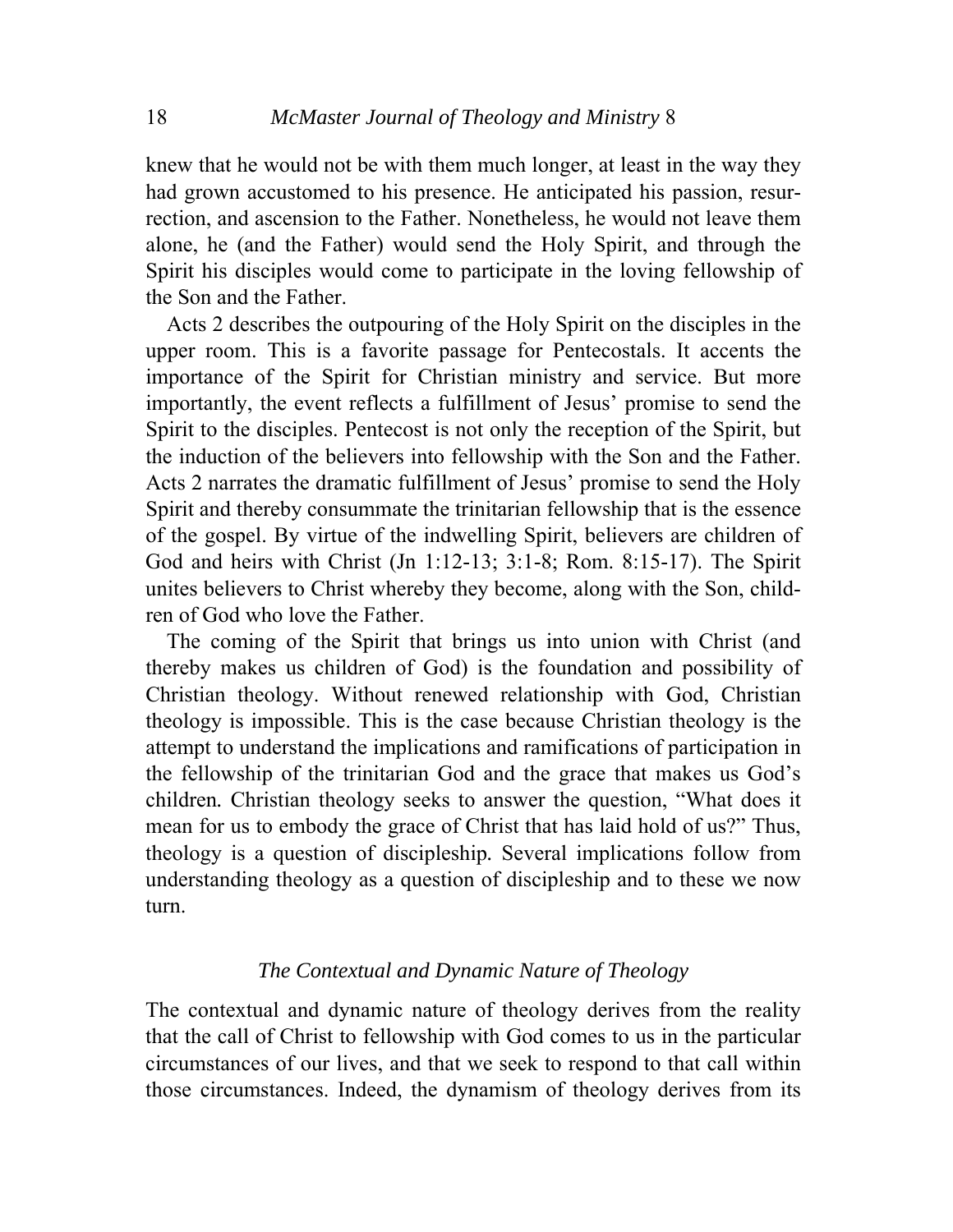knew that he would not be with them much longer, at least in the way they had grown accustomed to his presence. He anticipated his passion, resurrection, and ascension to the Father. Nonetheless, he would not leave them alone, he (and the Father) would send the Holy Spirit, and through the Spirit his disciples would come to participate in the loving fellowship of the Son and the Father.

Acts 2 describes the outpouring of the Holy Spirit on the disciples in the upper room. This is a favorite passage for Pentecostals. It accents the importance of the Spirit for Christian ministry and service. But more importantly, the event reflects a fulfillment of Jesus' promise to send the Spirit to the disciples. Pentecost is not only the reception of the Spirit, but the induction of the believers into fellowship with the Son and the Father. Acts 2 narrates the dramatic fulfillment of Jesus' promise to send the Holy Spirit and thereby consummate the trinitarian fellowship that is the essence of the gospel. By virtue of the indwelling Spirit, believers are children of God and heirs with Christ (Jn 1:12-13; 3:1-8; Rom. 8:15-17). The Spirit unites believers to Christ whereby they become, along with the Son, children of God who love the Father.

The coming of the Spirit that brings us into union with Christ (and thereby makes us children of God) is the foundation and possibility of Christian theology. Without renewed relationship with God, Christian theology is impossible. This is the case because Christian theology is the attempt to understand the implications and ramifications of participation in the fellowship of the trinitarian God and the grace that makes us God's children. Christian theology seeks to answer the question, "What does it mean for us to embody the grace of Christ that has laid hold of us?" Thus, theology is a question of discipleship. Several implications follow from understanding theology as a question of discipleship and to these we now turn.

## *The Contextual and Dynamic Nature of Theology*

The contextual and dynamic nature of theology derives from the reality that the call of Christ to fellowship with God comes to us in the particular circumstances of our lives, and that we seek to respond to that call within those circumstances. Indeed, the dynamism of theology derives from its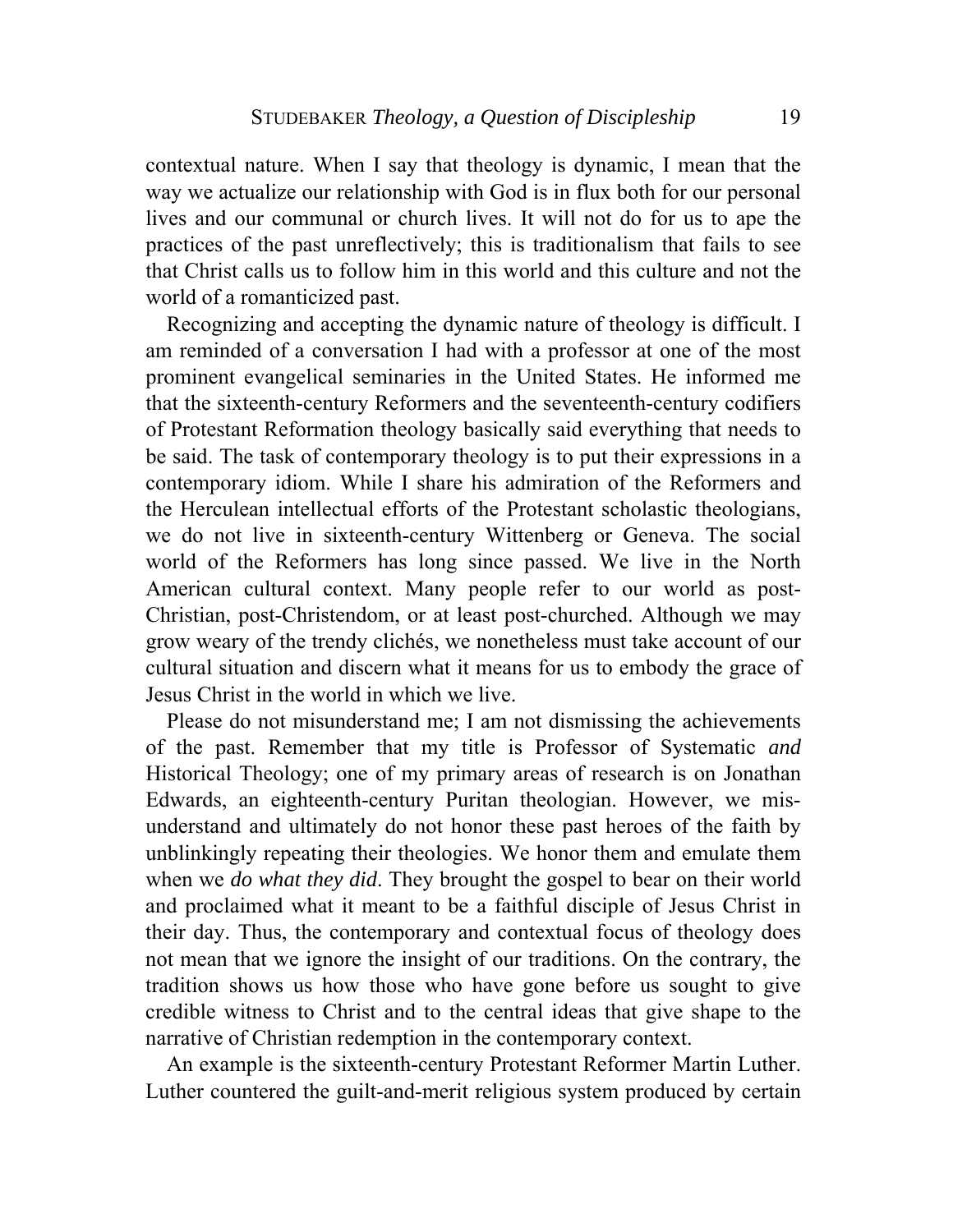contextual nature. When I say that theology is dynamic, I mean that the way we actualize our relationship with God is in flux both for our personal lives and our communal or church lives. It will not do for us to ape the practices of the past unreflectively; this is traditionalism that fails to see that Christ calls us to follow him in this world and this culture and not the world of a romanticized past.

Recognizing and accepting the dynamic nature of theology is difficult. I am reminded of a conversation I had with a professor at one of the most prominent evangelical seminaries in the United States. He informed me that the sixteenth-century Reformers and the seventeenth-century codifiers of Protestant Reformation theology basically said everything that needs to be said. The task of contemporary theology is to put their expressions in a contemporary idiom. While I share his admiration of the Reformers and the Herculean intellectual efforts of the Protestant scholastic theologians, we do not live in sixteenth-century Wittenberg or Geneva. The social world of the Reformers has long since passed. We live in the North American cultural context. Many people refer to our world as post-Christian, post-Christendom, or at least post-churched. Although we may grow weary of the trendy clichés, we nonetheless must take account of our cultural situation and discern what it means for us to embody the grace of Jesus Christ in the world in which we live.

Please do not misunderstand me; I am not dismissing the achievements of the past. Remember that my title is Professor of Systematic *and* Historical Theology; one of my primary areas of research is on Jonathan Edwards, an eighteenth-century Puritan theologian. However, we misunderstand and ultimately do not honor these past heroes of the faith by unblinkingly repeating their theologies. We honor them and emulate them when we *do what they did*. They brought the gospel to bear on their world and proclaimed what it meant to be a faithful disciple of Jesus Christ in their day. Thus, the contemporary and contextual focus of theology does not mean that we ignore the insight of our traditions. On the contrary, the tradition shows us how those who have gone before us sought to give credible witness to Christ and to the central ideas that give shape to the narrative of Christian redemption in the contemporary context.

An example is the sixteenth-century Protestant Reformer Martin Luther. Luther countered the guilt-and-merit religious system produced by certain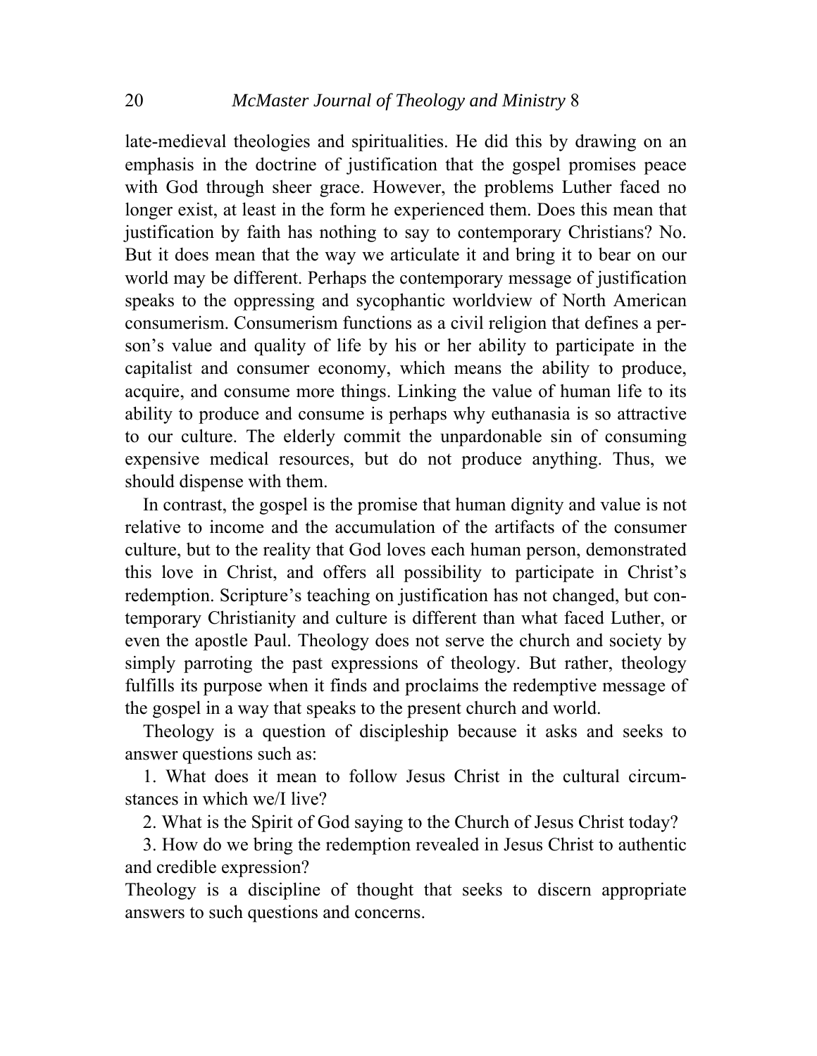late-medieval theologies and spiritualities. He did this by drawing on an emphasis in the doctrine of justification that the gospel promises peace with God through sheer grace. However, the problems Luther faced no longer exist, at least in the form he experienced them. Does this mean that justification by faith has nothing to say to contemporary Christians? No. But it does mean that the way we articulate it and bring it to bear on our world may be different. Perhaps the contemporary message of justification speaks to the oppressing and sycophantic worldview of North American consumerism. Consumerism functions as a civil religion that defines a person's value and quality of life by his or her ability to participate in the capitalist and consumer economy, which means the ability to produce, acquire, and consume more things. Linking the value of human life to its ability to produce and consume is perhaps why euthanasia is so attractive to our culture. The elderly commit the unpardonable sin of consuming expensive medical resources, but do not produce anything. Thus, we should dispense with them.

In contrast, the gospel is the promise that human dignity and value is not relative to income and the accumulation of the artifacts of the consumer culture, but to the reality that God loves each human person, demonstrated this love in Christ, and offers all possibility to participate in Christ's redemption. Scripture's teaching on justification has not changed, but contemporary Christianity and culture is different than what faced Luther, or even the apostle Paul. Theology does not serve the church and society by simply parroting the past expressions of theology. But rather, theology fulfills its purpose when it finds and proclaims the redemptive message of the gospel in a way that speaks to the present church and world.

Theology is a question of discipleship because it asks and seeks to answer questions such as:

1. What does it mean to follow Jesus Christ in the cultural circumstances in which we/I live?
2. What is the Spirit of God saying to the Church of Jesus Christ today?
3. How do we bring the redemption revealed in Jesus Christ to authentic and credible expression?

Theology is a discipline of thought that seeks to discern appropriate answers to such questions and concerns.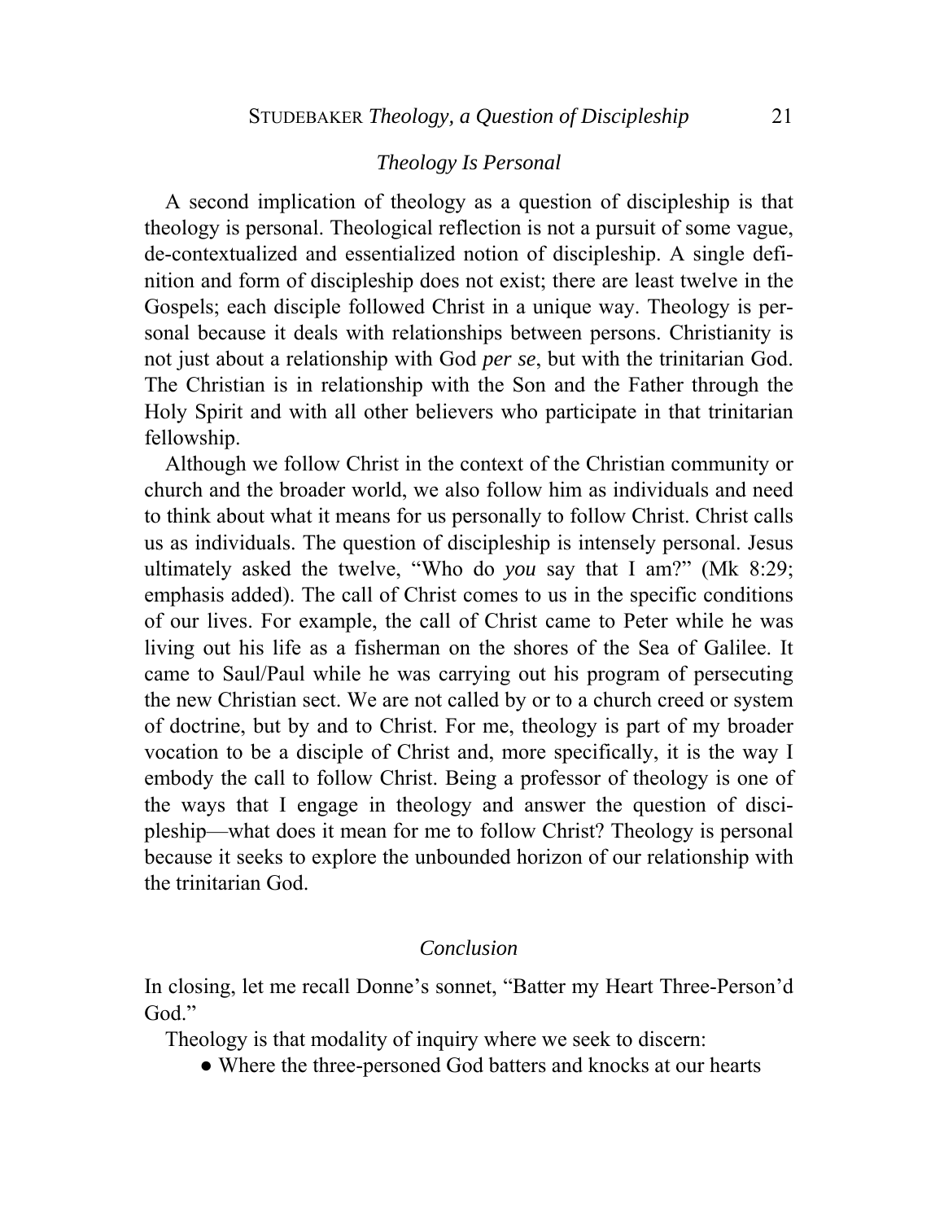### *Theology Is Personal*

A second implication of theology as a question of discipleship is that theology is personal. Theological reflection is not a pursuit of some vague, de-contextualized and essentialized notion of discipleship. A single definition and form of discipleship does not exist; there are least twelve in the Gospels; each disciple followed Christ in a unique way. Theology is personal because it deals with relationships between persons. Christianity is not just about a relationship with God *per se*, but with the trinitarian God. The Christian is in relationship with the Son and the Father through the Holy Spirit and with all other believers who participate in that trinitarian fellowship.

Although we follow Christ in the context of the Christian community or church and the broader world, we also follow him as individuals and need to think about what it means for us personally to follow Christ. Christ calls us as individuals. The question of discipleship is intensely personal. Jesus ultimately asked the twelve, "Who do *you* say that I am?" (Mk 8:29; emphasis added). The call of Christ comes to us in the specific conditions of our lives. For example, the call of Christ came to Peter while he was living out his life as a fisherman on the shores of the Sea of Galilee. It came to Saul/Paul while he was carrying out his program of persecuting the new Christian sect. We are not called by or to a church creed or system of doctrine, but by and to Christ. For me, theology is part of my broader vocation to be a disciple of Christ and, more specifically, it is the way I embody the call to follow Christ. Being a professor of theology is one of the ways that I engage in theology and answer the question of discipleship—what does it mean for me to follow Christ? Theology is personal because it seeks to explore the unbounded horizon of our relationship with the trinitarian God.

## *Conclusion*

In closing, let me recall Donne's sonnet, "Batter my Heart Three-Person'd God."

Theology is that modality of inquiry where we seek to discern:

- Where the three-personed God batters and knocks at our hearts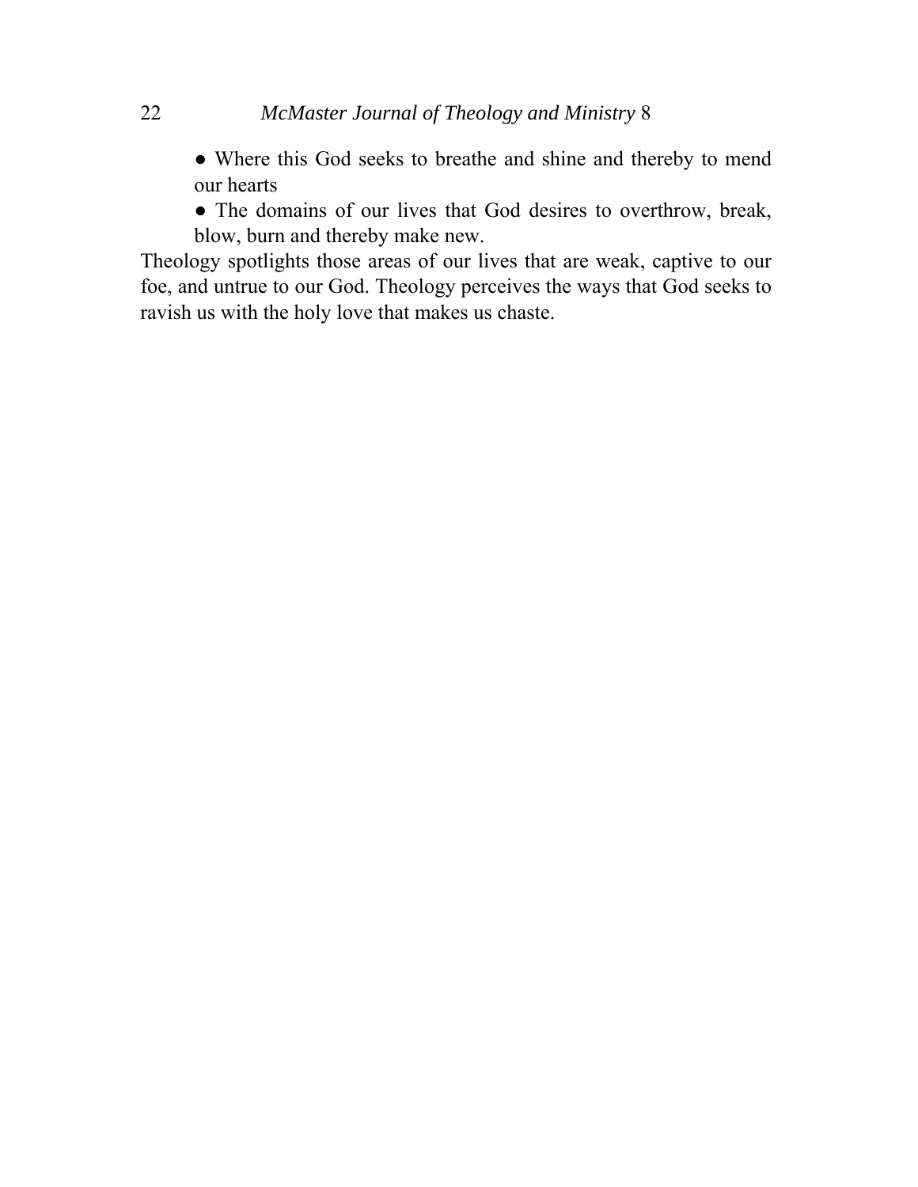- Where this God seeks to breathe and shine and thereby to mend our hearts
- The domains of our lives that God desires to overthrow, break, blow, burn and thereby make new.

Theology spotlights those areas of our lives that are weak, captive to our foe, and untrue to our God. Theology perceives the ways that God seeks to ravish us with the holy love that makes us chaste.